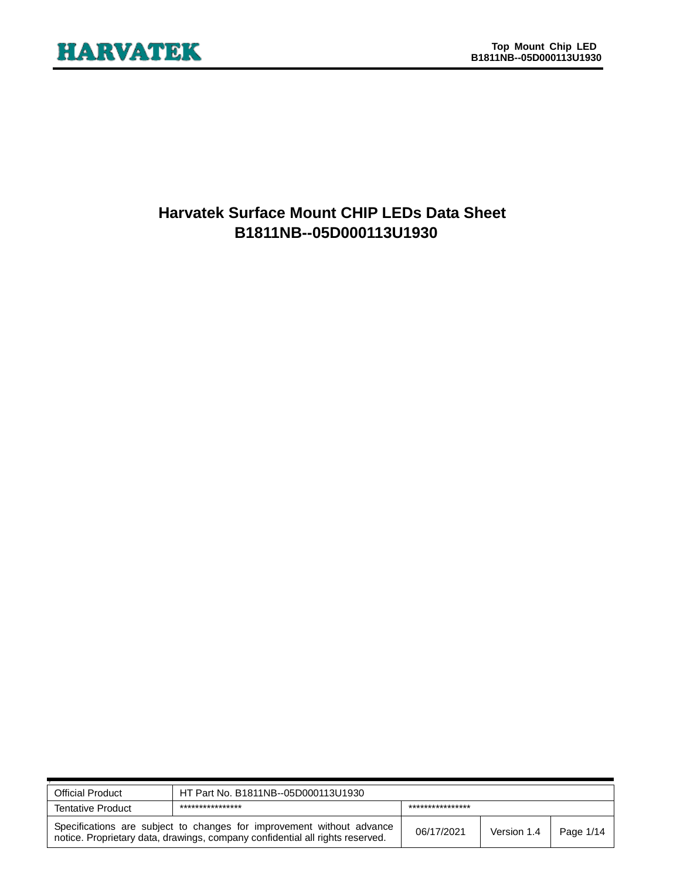# Harvatek Surface Mount CHIP LEDs Data Sheet
# B1811NB--05D000113U1930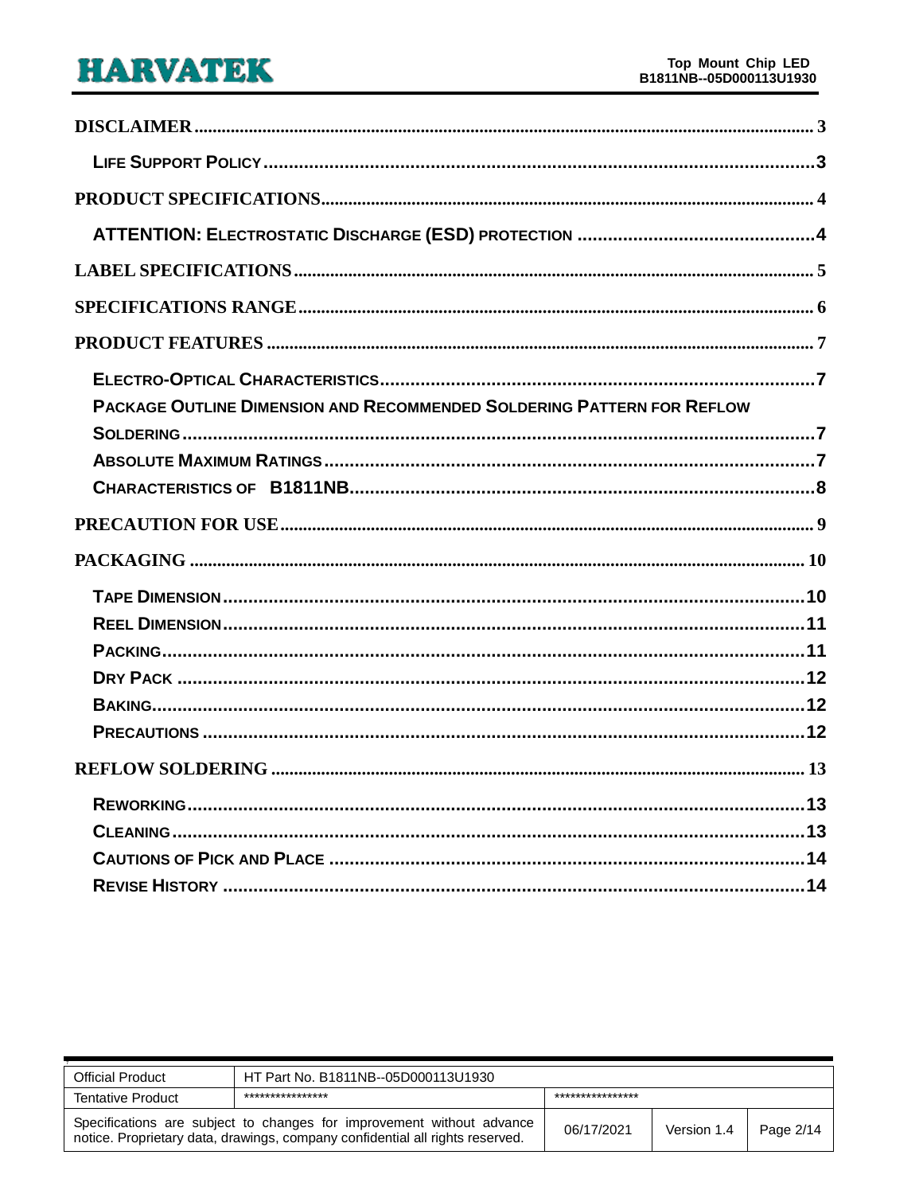DISCLAIMER ........ 3

LIFE SUPPORT POLICY ........ 3

PRODUCT SPECIFICATIONS ........ 4

ATTENTION: ELECTROSTATIC DISCHARGE (ESD) PROTECTION ........ 4

LABEL SPECIFICATIONS ........ 5

SPECIFICATIONS RANGE ........ 6

PRODUCT FEATURES ........ 7

ELECTRO-OPTICAL CHARACTERISTICS ........ 7

PACKAGE OUTLINE DIMENSION AND RECOMMENDED SOLDERING PATTERN FOR REFLOW SOLDERING ........ 7

ABSOLUTE MAXIMUM RATINGS ........ 7

CHARACTERISTICS OF B1811NB ........ 8

PRECAUTION FOR USE ........ 9

PACKAGING ........ 10

TAPE DIMENSION ........ 10

REEL DIMENSION ........ 11

PACKING ........ 11

DRY PACK ........ 12

BAKING ........ 12

PRECAUTIONS ........ 12

REFLOW SOLDERING ........ 13

REWORKING ........ 13

CLEANING ........ 13

CAUTIONS OF PICK AND PLACE ........ 14

REVISE HISTORY ........ 14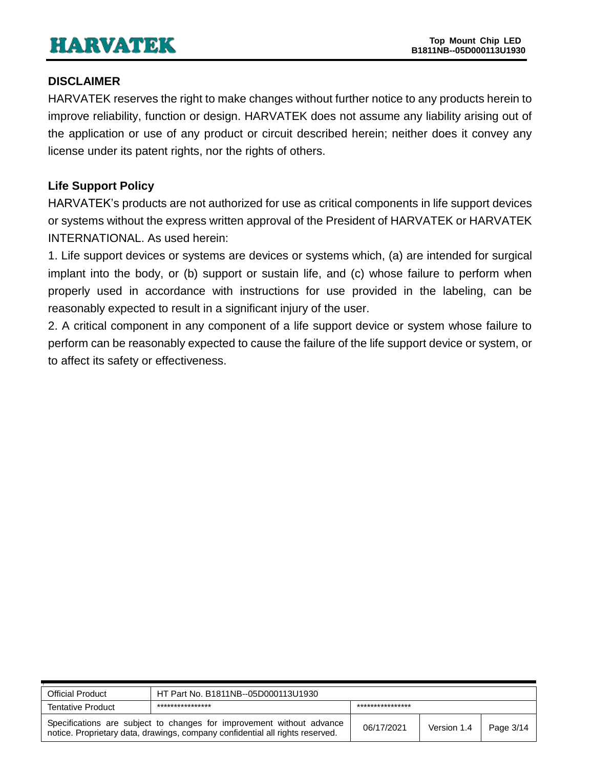## DISCLAIMER

HARVATEK reserves the right to make changes without further notice to any products herein to improve reliability, function or design. HARVATEK does not assume any liability arising out of the application or use of any product or circuit described herein; neither does it convey any license under its patent rights, nor the rights of others.

## Life Support Policy

HARVATEK's products are not authorized for use as critical components in life support devices or systems without the express written approval of the President of HARVATEK or HARVATEK INTERNATIONAL. As used herein:

1. Life support devices or systems are devices or systems which, (a) are intended for surgical implant into the body, or (b) support or sustain life, and (c) whose failure to perform when properly used in accordance with instructions for use provided in the labeling, can be reasonably expected to result in a significant injury of the user.

2. A critical component in any component of a life support device or system whose failure to perform can be reasonably expected to cause the failure of the life support device or system, or to affect its safety or effectiveness.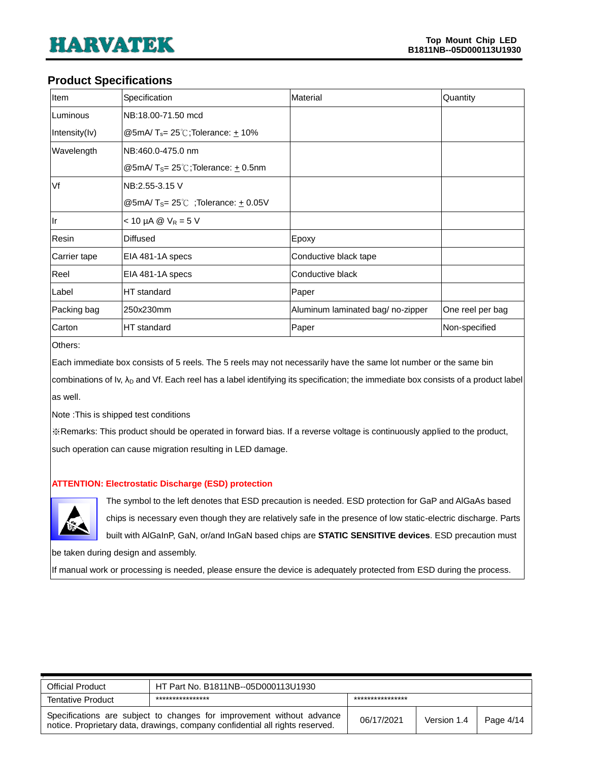## Product Specifications

| Item | Specification | Material | Quantity |
|---|---|---|---|
| Luminous Intensity(Iv) | NB:18.00-71.50 mcd<br>@5mA/ $T_s$= 25℃;Tolerance: ± 10% | | |
| Wavelength | NB:460.0-475.0 nm<br>@5mA/ $T_S$= 25℃;Tolerance: ± 0.5nm | | |
| Vf | NB:2.55-3.15 V<br>@5mA/ $T_S$= 25℃ ;Tolerance: ± 0.05V | | |
| Ir | < 10 µA @ $V_R$ = 5 V | | |
| Resin | Diffused | Epoxy | |
| Carrier tape | EIA 481-1A specs | Conductive black tape | |
| Reel | EIA 481-1A specs | Conductive black | |
| Label | HT standard | Paper | |
| Packing bag | 250x230mm | Aluminum laminated bag/ no-zipper | One reel per bag |
| Carton | HT standard | Paper | Non-specified |

Others:

Each immediate box consists of 5 reels. The 5 reels may not necessarily have the same lot number or the same bin combinations of Iv, $\lambda_D$ and Vf. Each reel has a label identifying its specification; the immediate box consists of a product label as well.

Note :This is shipped test conditions

※Remarks: This product should be operated in forward bias. If a reverse voltage is continuously applied to the product, such operation can cause migration resulting in LED damage.

**ATTENTION: Electrostatic Discharge (ESD) protection**

The symbol to the left denotes that ESD precaution is needed. ESD protection for GaP and AlGaAs based chips is necessary even though they are relatively safe in the presence of low static-electric discharge. Parts built with AlGaInP, GaN, or/and InGaN based chips are **STATIC SENSITIVE devices**. ESD precaution must be taken during design and assembly.

If manual work or processing is needed, please ensure the device is adequately protected from ESD during the process.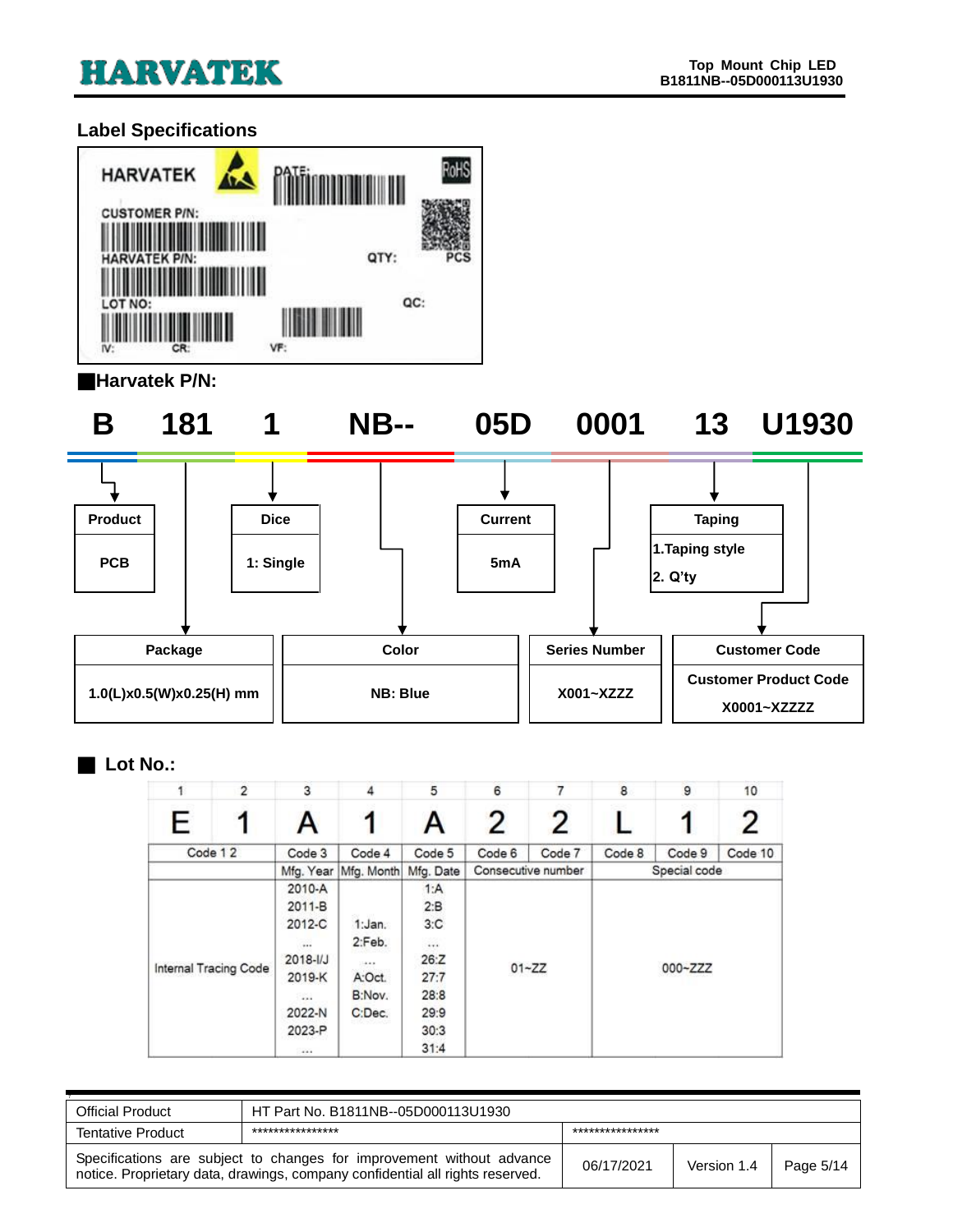## Label Specifications

HARVATEK

CUSTOMER P/N:

HARVATEK P/N:

LOT NO:

IV: CR: VF:

DATE:

QTY: PCS

QC:

RoHS

## Harvatek P/N:

| B | 181 | 1 | NB-- | 05D | 0001 | 13 | U1930 |
|---|---|---|---|---|---|---|---|

| Product | Dice | Current | Taping |
|---|---|---|---|
| PCB | 1: Single | 5mA | 1.Taping style<br>2. Q'ty |

| Package | Color | Series Number | Customer Code |
|---|---|---|---|
| 1.0(L)x0.5(W)x0.25(H) mm | NB: Blue | X001~XZZZ | Customer Product Code<br>X0001~XZZZZ |

## Lot No.:

| 1 | 2 | 3 | 4 | 5 | 6 | 7 | 8 | 9 | 10 |
|---|---|---|---|---|---|---|---|---|---|
| E | 1 | A | 1 | A | 2 | 2 | L | 1 | 2 |
| Code 1 2 | | Code 3 | Code 4 | Code 5 | Code 6 | Code 7 | Code 8 | Code 9 | Code 10 |
| | | Mfg. Year | Mfg. Month | Mfg. Date | Consecutive number | | Special code | | |
| Internal Tracing Code | | 2010-A<br>2011-B<br>2012-C<br>...<br>2018-I/J<br>2019-K<br>...<br>2022-N<br>2023-P<br>... | 1:Jan.<br>2:Feb.<br>...<br>A:Oct.<br>B:Nov.<br>C:Dec. | 1:A<br>2:B<br>3:C<br>...<br>26:Z<br>27:7<br>28:8<br>29:9<br>30:3<br>31:4 | 01~ZZ | | 000~ZZZ | | |

| Official Product | HT Part No. B1811NB--05D000113U1930 | | | |
|---|---|---|---|---|
| Tentative Product | **************** | **************** | | |
| Specifications are subject to changes for improvement without advance notice. Proprietary data, drawings, company confidential all rights reserved. | | 06/17/2021 | Version 1.4 | Page 5/14 |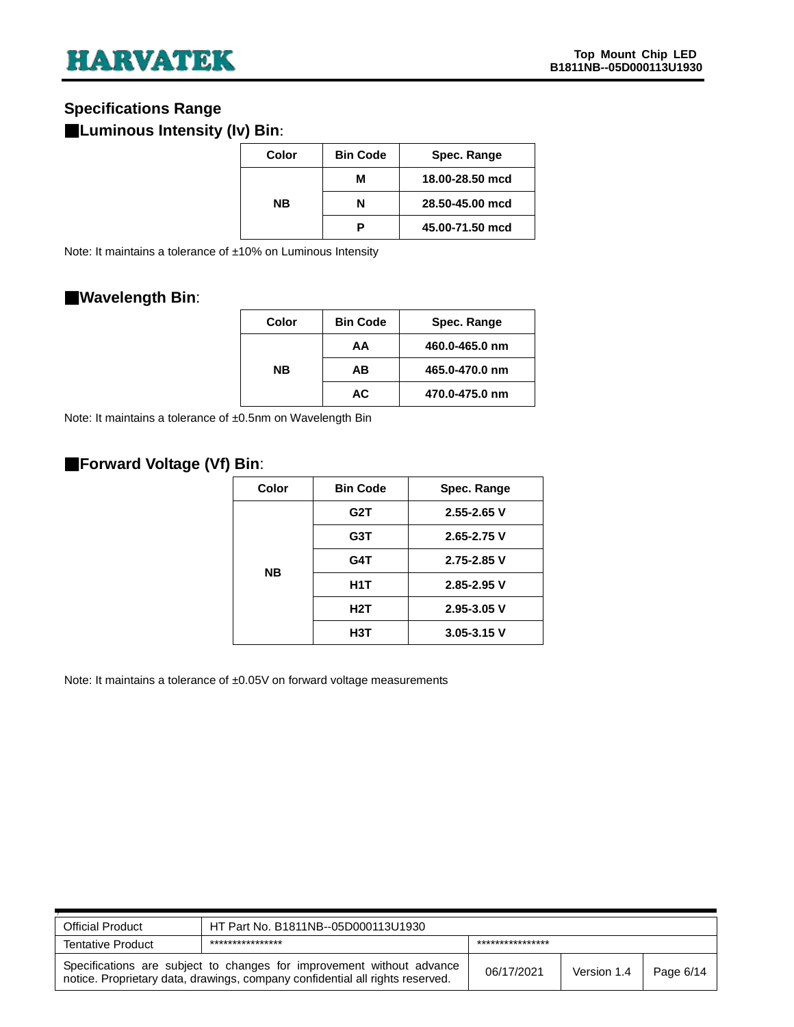## Specifications Range

### ■Luminous Intensity (Iv) Bin:

| Color | Bin Code | Spec. Range |
|---|---|---|
| NB | M | 18.00-28.50 mcd |
| | N | 28.50-45.00 mcd |
| | P | 45.00-71.50 mcd |

Note: It maintains a tolerance of ±10% on Luminous Intensity

### ■Wavelength Bin:

| Color | Bin Code | Spec. Range |
|---|---|---|
| NB | AA | 460.0-465.0 nm |
| | AB | 465.0-470.0 nm |
| | AC | 470.0-475.0 nm |

Note: It maintains a tolerance of ±0.5nm on Wavelength Bin

### ■Forward Voltage (Vf) Bin:

| Color | Bin Code | Spec. Range |
|---|---|---|
| NB | G2T | 2.55-2.65 V |
| | G3T | 2.65-2.75 V |
| | G4T | 2.75-2.85 V |
| | H1T | 2.85-2.95 V |
| | H2T | 2.95-3.05 V |
| | H3T | 3.05-3.15 V |

Note: It maintains a tolerance of ±0.05V on forward voltage measurements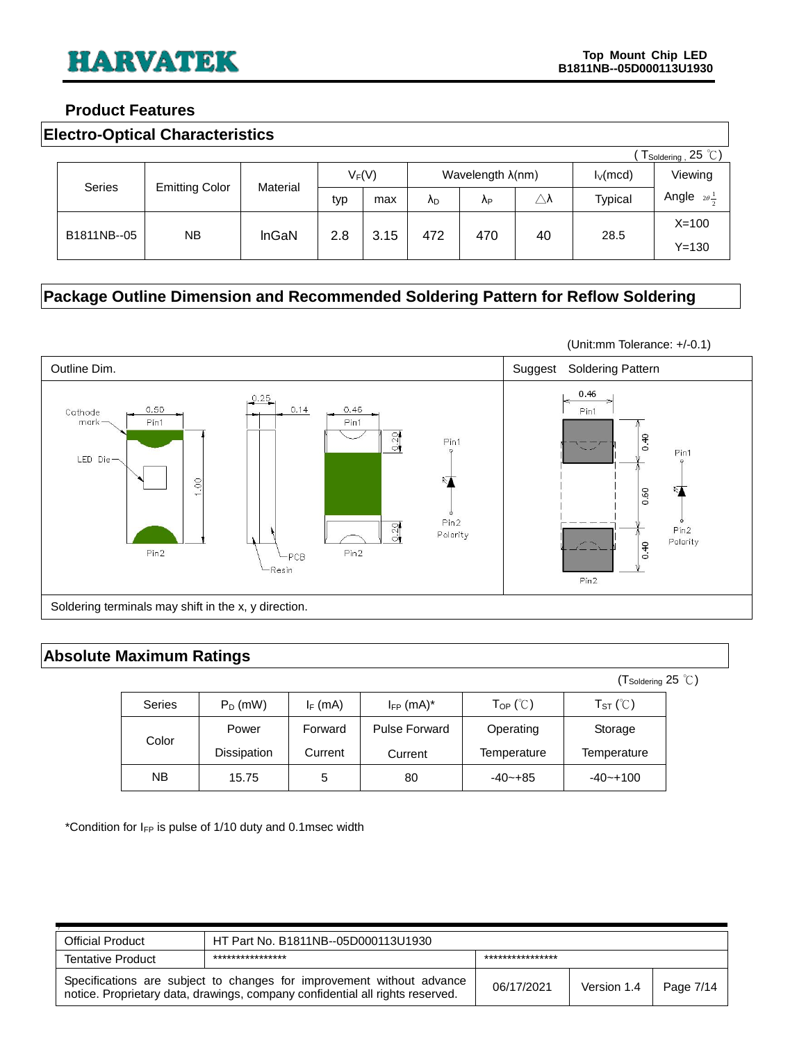## Product Features

### Electro-Optical Characteristics

( $T_{Soldering}$ , 25 ℃)

| Series | Emitting Color | Material | $V_F$(V) | | Wavelength λ(nm) | | | $I_V$(mcd) | Viewing |
|---|---|---|---|---|---|---|---|---|---|
| | | | typ | max | $\lambda_D$ | $\lambda_P$ | △λ | Typical | Angle $2\theta\frac{1}{2}$ |
| B1811NB--05 | NB | InGaN | 2.8 | 3.15 | 472 | 470 | 40 | 28.5 | X=100 Y=130 |

### Package Outline Dimension and Recommended Soldering Pattern for Reflow Soldering

(Unit:mm Tolerance: +/-0.1)

| Outline Dim. | Suggest Soldering Pattern |
|---|---|
| Cathode mark, LED Die, Pin1, Pin2, PCB, Resin, Polarity; 0.50, 0.25, 0.14, 0.46, 1.00, 0.20, 0.20 | 0.46, Pin1, Pin2, Polarity; 0.40, 0.60, 0.40 |

Soldering terminals may shift in the x, y direction.

### Absolute Maximum Ratings

($T_{Soldering}$ 25 ℃)

| Series | $P_D$ (mW) | $I_F$ (mA) | $I_{FP}$ (mA)* | $T_{OP}$ (℃) | $T_{ST}$ (℃) |
|---|---|---|---|---|---|
| Color | Power Dissipation | Forward Current | Pulse Forward Current | Operating Temperature | Storage Temperature |
| NB | 15.75 | 5 | 80 | -40~+85 | -40~+100 |

*Condition for $I_{FP}$ is pulse of 1/10 duty and 0.1msec width

| Official Product | HT Part No. B1811NB--05D000113U1930 | | | |
|---|---|---|---|---|
| Tentative Product | **************** | **************** | | |
| Specifications are subject to changes for improvement without advance notice. Proprietary data, drawings, company confidential all rights reserved. | | 06/17/2021 | Version 1.4 | Page 7/14 |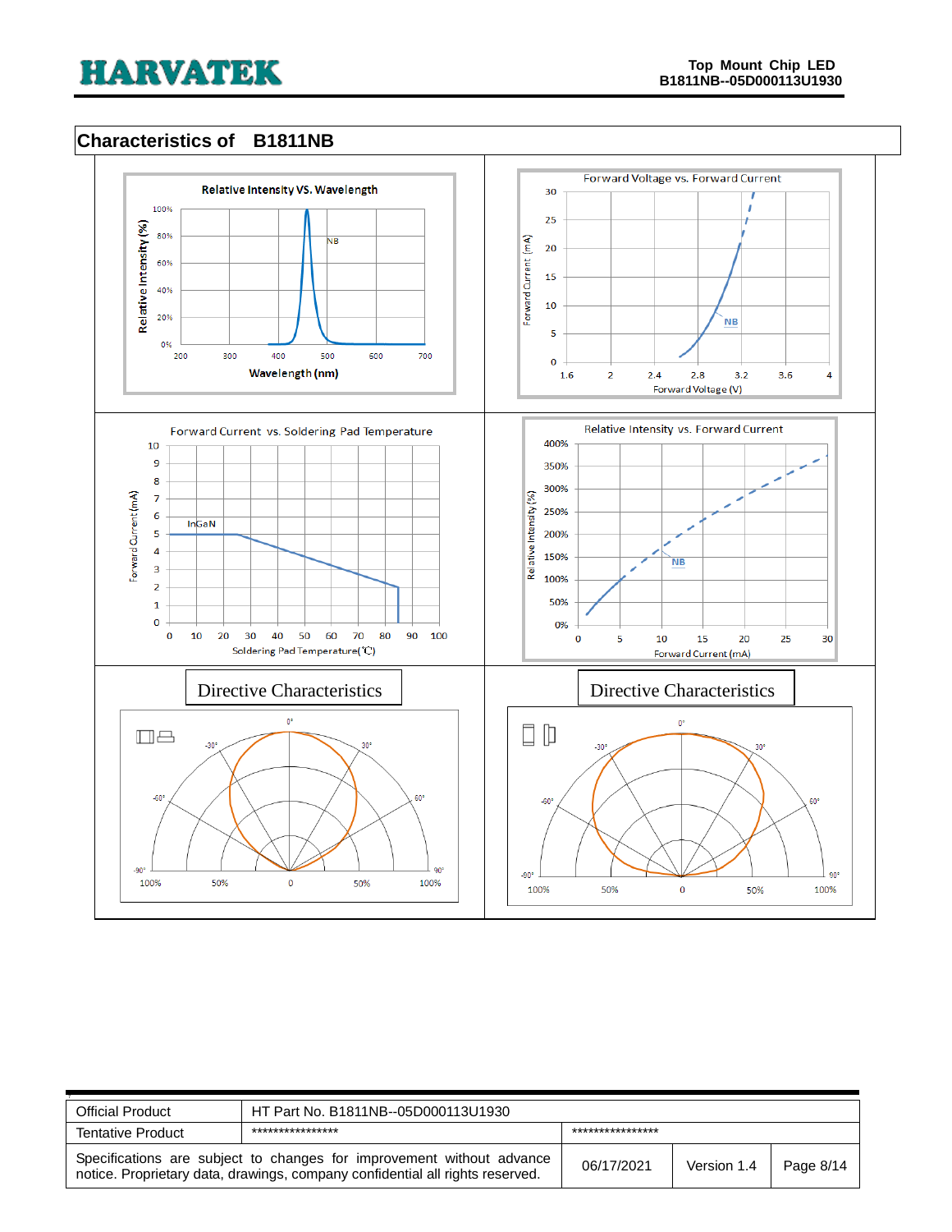## Characteristics of B1811NB

**Relative Intensity VS. Wavelength**

Relative Intensity (%) — NB — Wavelength (nm)

**Forward Voltage vs. Forward Current**

Forward Current (mA) — NB — Forward Voltage (V)

**Forward Current vs. Soldering Pad Temperature**

Forward Current (mA) — InGaN — Soldering Pad Temperature(℃)

**Relative Intensity vs. Forward Current**

Relative Intensity (%) — NB — Forward Current (mA)

### Directive Characteristics

### Directive Characteristics

| Official Product | HT Part No. B1811NB--05D000113U1930 | | | |
|---|---|---|---|---|
| Tentative Product | **************** | **************** | | |
| Specifications are subject to changes for improvement without advance notice. Proprietary data, drawings, company confidential all rights reserved. | | 06/17/2021 | Version 1.4 | Page 8/14 |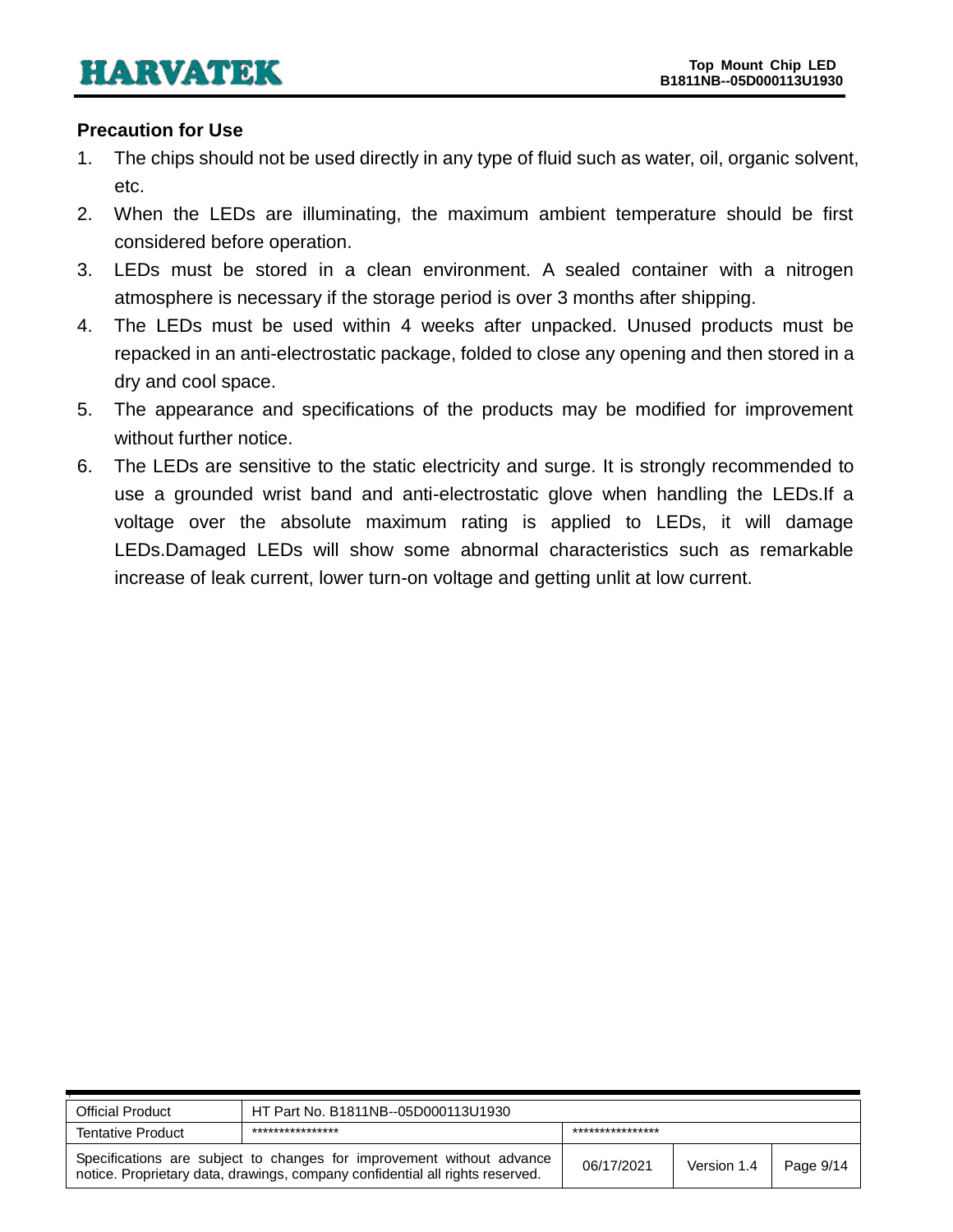**Precaution for Use**

1. The chips should not be used directly in any type of fluid such as water, oil, organic solvent, etc.
2. When the LEDs are illuminating, the maximum ambient temperature should be first considered before operation.
3. LEDs must be stored in a clean environment. A sealed container with a nitrogen atmosphere is necessary if the storage period is over 3 months after shipping.
4. The LEDs must be used within 4 weeks after unpacked. Unused products must be repacked in an anti-electrostatic package, folded to close any opening and then stored in a dry and cool space.
5. The appearance and specifications of the products may be modified for improvement without further notice.
6. The LEDs are sensitive to the static electricity and surge. It is strongly recommended to use a grounded wrist band and anti-electrostatic glove when handling the LEDs.If a voltage over the absolute maximum rating is applied to LEDs, it will damage LEDs.Damaged LEDs will show some abnormal characteristics such as remarkable increase of leak current, lower turn-on voltage and getting unlit at low current.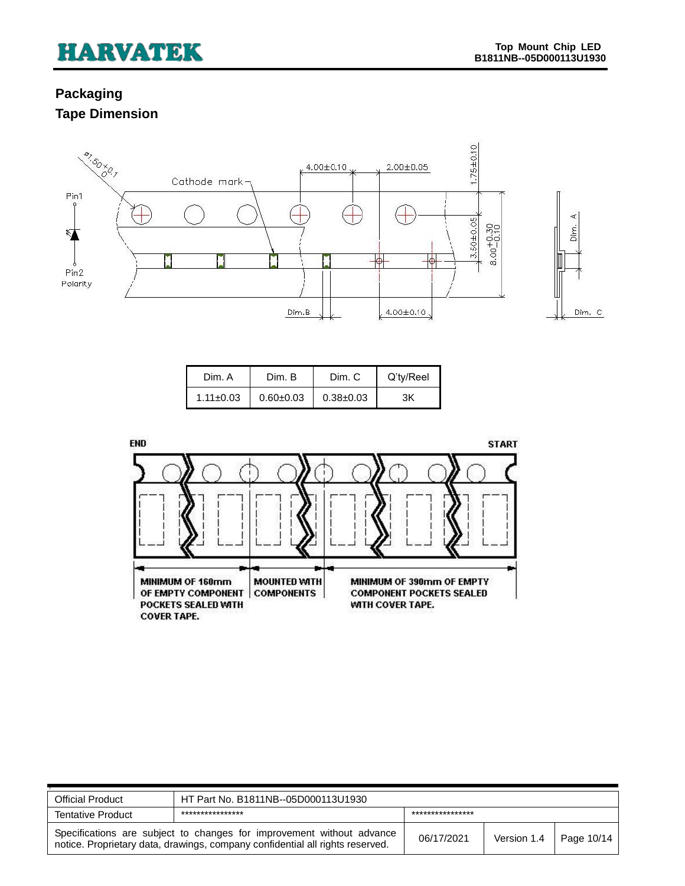## Packaging

## Tape Dimension

| Dim. A | Dim. B | Dim. C | Q'ty/Reel |
|---|---|---|---|
| 1.11±0.03 | 0.60±0.03 | 0.38±0.03 | 3K |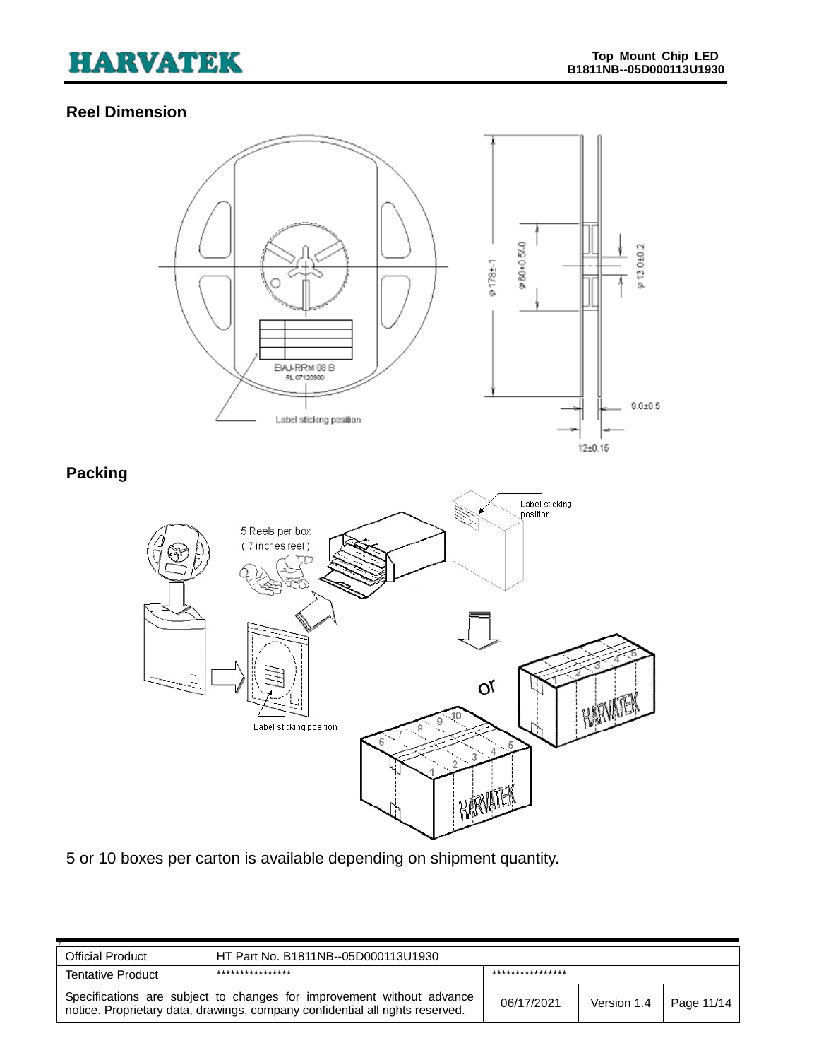## Reel Dimension

## Packing

5 or 10 boxes per carton is available depending on shipment quantity.

| Official Product | HT Part No. B1811NB--05D000113U1930 | | | |
|---|---|---|---|---|
| Tentative Product | **************** | **************** | | |
| Specifications are subject to changes for improvement without advance notice. Proprietary data, drawings, company confidential all rights reserved. | | 06/17/2021 | Version 1.4 | Page 11/14 |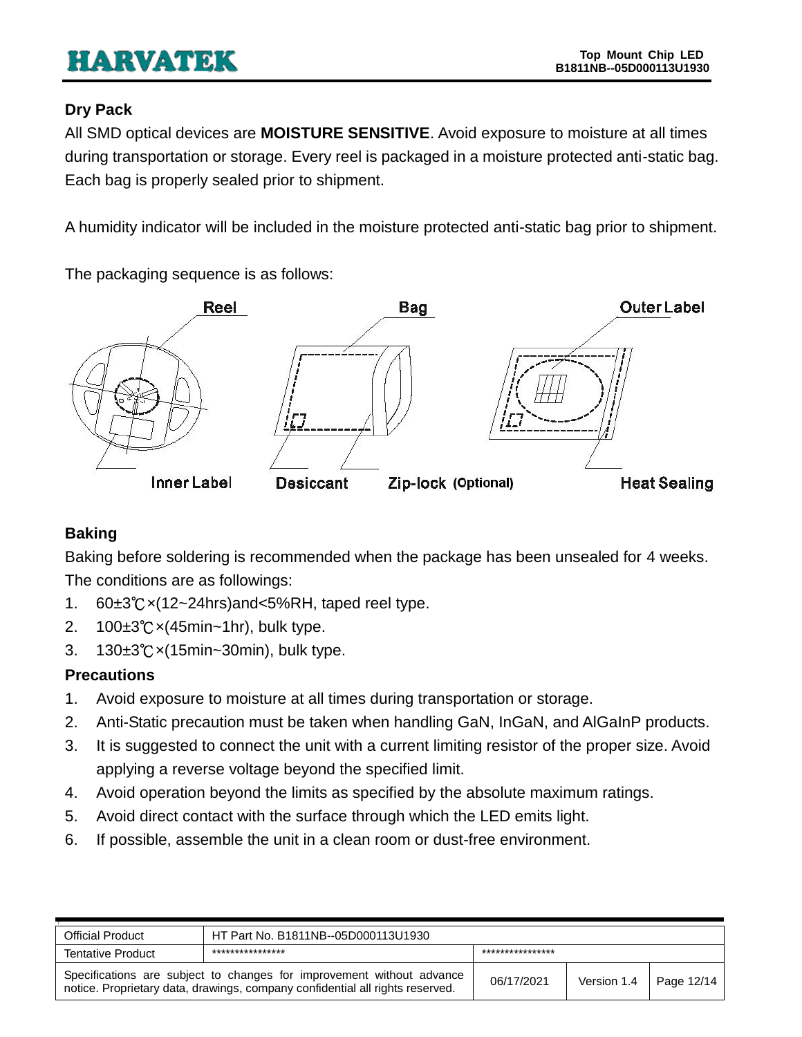## Dry Pack

All SMD optical devices are **MOISTURE SENSITIVE**. Avoid exposure to moisture at all times during transportation or storage. Every reel is packaged in a moisture protected anti-static bag. Each bag is properly sealed prior to shipment.

A humidity indicator will be included in the moisture protected anti-static bag prior to shipment.

The packaging sequence is as follows:

Reel　Bag　Outer Label

Inner Label　Desiccant　Zip-lock (Optional)　Heat Sealing

## Baking

Baking before soldering is recommended when the package has been unsealed for 4 weeks. The conditions are as followings:

1. 60±3℃×(12~24hrs)and<5%RH, taped reel type.
2. 100±3℃×(45min~1hr), bulk type.
3. 130±3℃×(15min~30min), bulk type.

## Precautions

1. Avoid exposure to moisture at all times during transportation or storage.
2. Anti-Static precaution must be taken when handling GaN, InGaN, and AlGaInP products.
3. It is suggested to connect the unit with a current limiting resistor of the proper size. Avoid applying a reverse voltage beyond the specified limit.
4. Avoid operation beyond the limits as specified by the absolute maximum ratings.
5. Avoid direct contact with the surface through which the LED emits light.
6. If possible, assemble the unit in a clean room or dust-free environment.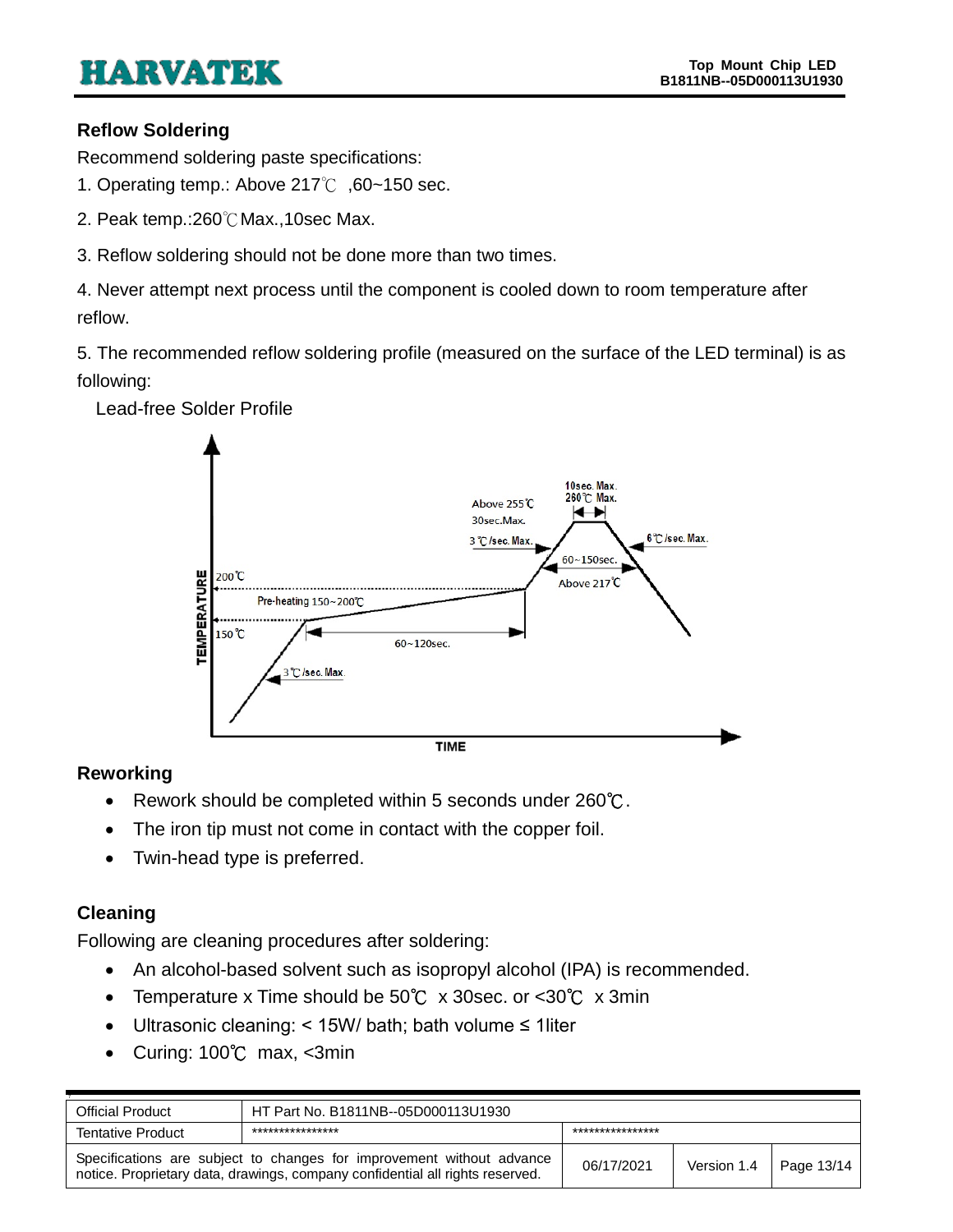### Reflow Soldering

Recommend soldering paste specifications:

1. Operating temp.: Above 217℃ ,60~150 sec.
2. Peak temp.:260℃Max.,10sec Max.
3. Reflow soldering should not be done more than two times.
4. Never attempt next process until the component is cooled down to room temperature after reflow.
5. The recommended reflow soldering profile (measured on the surface of the LED terminal) is as following:

Lead-free Solder Profile

### Reworking

- Rework should be completed within 5 seconds under 260℃.
- The iron tip must not come in contact with the copper foil.
- Twin-head type is preferred.

### Cleaning

Following are cleaning procedures after soldering:

- An alcohol-based solvent such as isopropyl alcohol (IPA) is recommended.
- Temperature x Time should be 50℃ x 30sec. or <30℃ x 3min
- Ultrasonic cleaning: < 15W/ bath; bath volume ≤ 1liter
- Curing: 100℃ max, <3min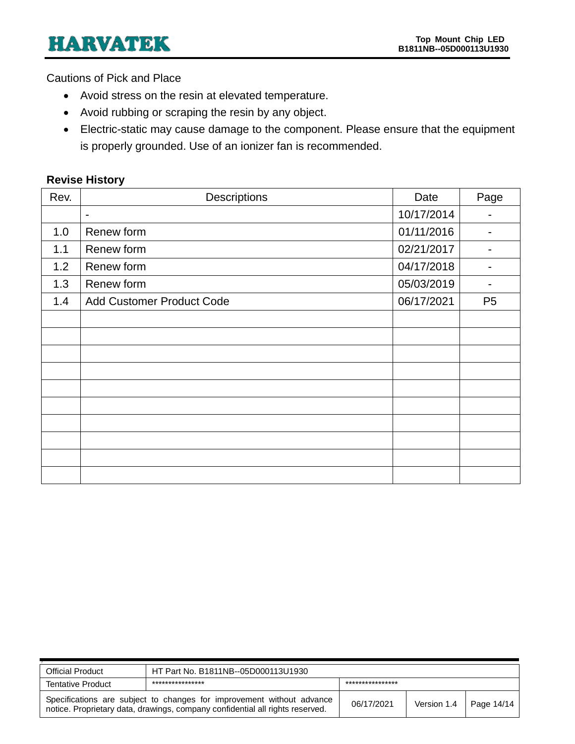Cautions of Pick and Place

- Avoid stress on the resin at elevated temperature.
- Avoid rubbing or scraping the resin by any object.
- Electric-static may cause damage to the component. Please ensure that the equipment is properly grounded. Use of an ionizer fan is recommended.

**Revise History**

| Rev. | Descriptions | Date | Page |
|---|---|---|---|
| | - | 10/17/2014 | - |
| 1.0 | Renew form | 01/11/2016 | - |
| 1.1 | Renew form | 02/21/2017 | - |
| 1.2 | Renew form | 04/17/2018 | - |
| 1.3 | Renew form | 05/03/2019 | - |
| 1.4 | Add Customer Product Code | 06/17/2021 | P5 |
| | | | |
| | | | |
| | | | |
| | | | |
| | | | |
| | | | |
| | | | |
| | | | |
| | | | |
| | | | |